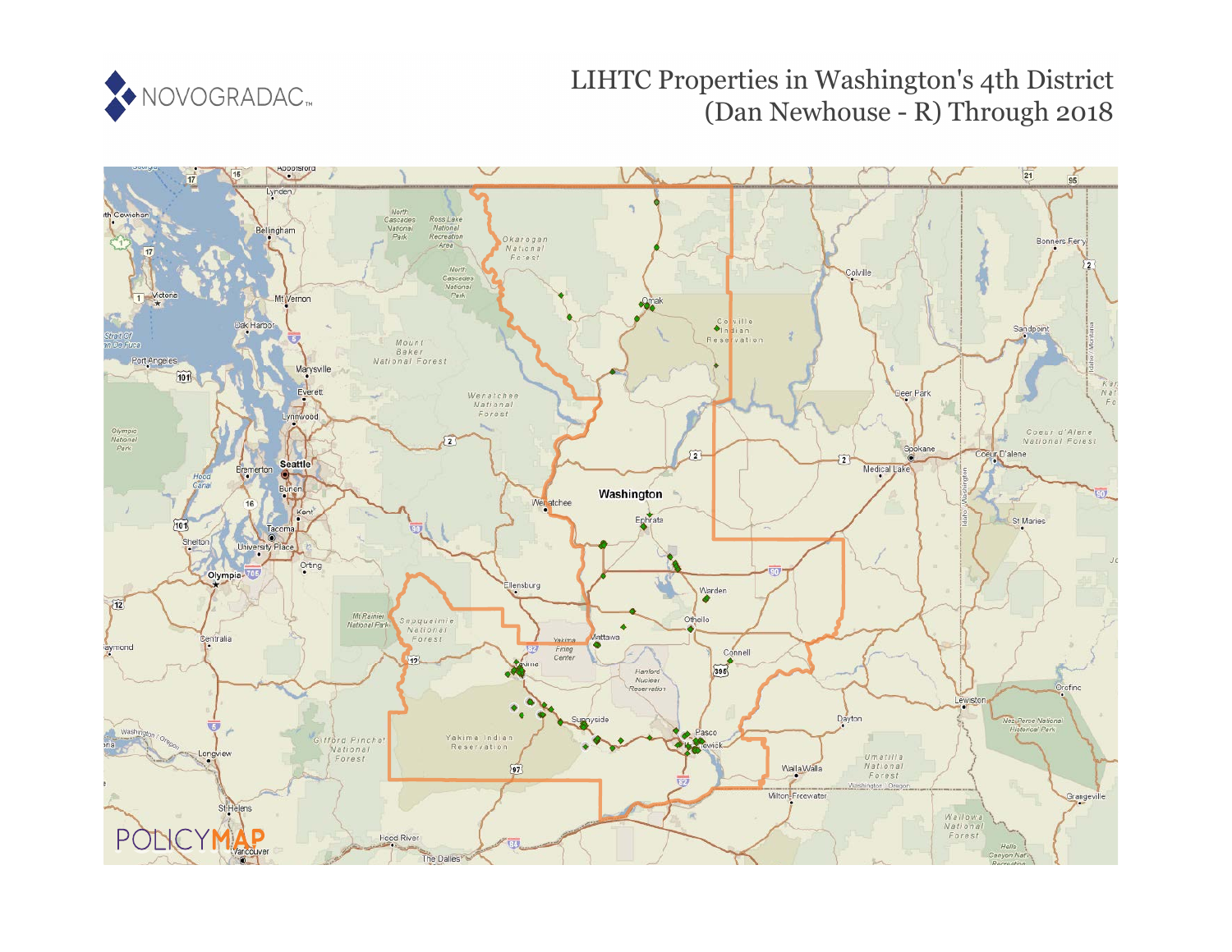NOVOGRADAC

# LIHTC Properties in Washington's 4th District (Dan Newhouse - R) Through 2018

POLICYMAP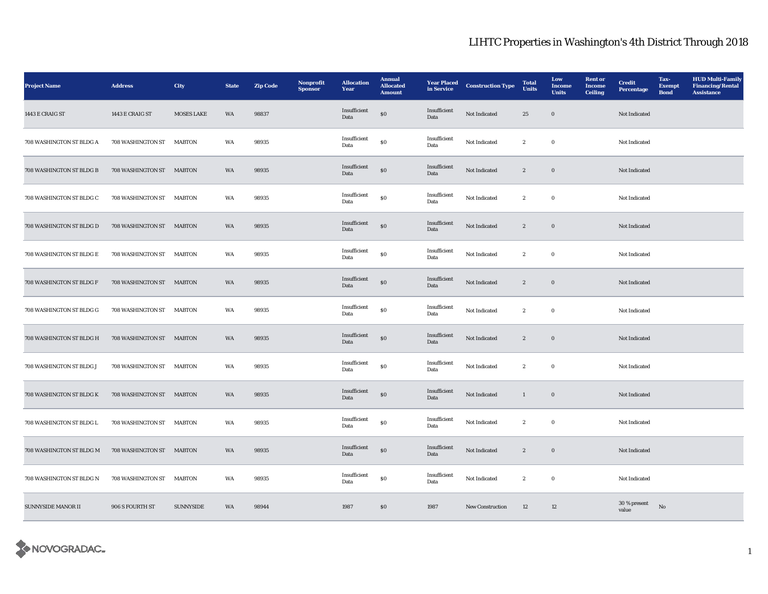# LIHTC Properties in Washington's 4th District Through 2018

| Project Name | Address | City | State | Zip Code | Nonprofit Sponsor | Allocation Year | Annual Allocated Amount | Year Placed in Service | Construction Type | Total Units | Low Income Units | Rent or Income Ceiling | Credit Percentage | Tax-Exempt Bond | HUD Multi-Family Financing/Rental Assistance |
|---|---|---|---|---|---|---|---|---|---|---|---|---|---|---|---|
| 1443 E CRAIG ST | 1443 E CRAIG ST | MOSES LAKE | WA | 98837 | | Insufficient Data | $0 | Insufficient Data | Not Indicated | 25 | 0 | | Not Indicated | | |
| 708 WASHINGTON ST BLDG A | 708 WASHINGTON ST | MABTON | WA | 98935 | | Insufficient Data | $0 | Insufficient Data | Not Indicated | 2 | 0 | | Not Indicated | | |
| 708 WASHINGTON ST BLDG B | 708 WASHINGTON ST | MABTON | WA | 98935 | | Insufficient Data | $0 | Insufficient Data | Not Indicated | 2 | 0 | | Not Indicated | | |
| 708 WASHINGTON ST BLDG C | 708 WASHINGTON ST | MABTON | WA | 98935 | | Insufficient Data | $0 | Insufficient Data | Not Indicated | 2 | 0 | | Not Indicated | | |
| 708 WASHINGTON ST BLDG D | 708 WASHINGTON ST | MABTON | WA | 98935 | | Insufficient Data | $0 | Insufficient Data | Not Indicated | 2 | 0 | | Not Indicated | | |
| 708 WASHINGTON ST BLDG E | 708 WASHINGTON ST | MABTON | WA | 98935 | | Insufficient Data | $0 | Insufficient Data | Not Indicated | 2 | 0 | | Not Indicated | | |
| 708 WASHINGTON ST BLDG F | 708 WASHINGTON ST | MABTON | WA | 98935 | | Insufficient Data | $0 | Insufficient Data | Not Indicated | 2 | 0 | | Not Indicated | | |
| 708 WASHINGTON ST BLDG G | 708 WASHINGTON ST | MABTON | WA | 98935 | | Insufficient Data | $0 | Insufficient Data | Not Indicated | 2 | 0 | | Not Indicated | | |
| 708 WASHINGTON ST BLDG H | 708 WASHINGTON ST | MABTON | WA | 98935 | | Insufficient Data | $0 | Insufficient Data | Not Indicated | 2 | 0 | | Not Indicated | | |
| 708 WASHINGTON ST BLDG J | 708 WASHINGTON ST | MABTON | WA | 98935 | | Insufficient Data | $0 | Insufficient Data | Not Indicated | 2 | 0 | | Not Indicated | | |
| 708 WASHINGTON ST BLDG K | 708 WASHINGTON ST | MABTON | WA | 98935 | | Insufficient Data | $0 | Insufficient Data | Not Indicated | 1 | 0 | | Not Indicated | | |
| 708 WASHINGTON ST BLDG L | 708 WASHINGTON ST | MABTON | WA | 98935 | | Insufficient Data | $0 | Insufficient Data | Not Indicated | 2 | 0 | | Not Indicated | | |
| 708 WASHINGTON ST BLDG M | 708 WASHINGTON ST | MABTON | WA | 98935 | | Insufficient Data | $0 | Insufficient Data | Not Indicated | 2 | 0 | | Not Indicated | | |
| 708 WASHINGTON ST BLDG N | 708 WASHINGTON ST | MABTON | WA | 98935 | | Insufficient Data | $0 | Insufficient Data | Not Indicated | 2 | 0 | | Not Indicated | | |
| SUNNYSIDE MANOR II | 906 S FOURTH ST | SUNNYSIDE | WA | 98944 | | 1987 | $0 | 1987 | New Construction | 12 | 12 | | 30 % present value | No | |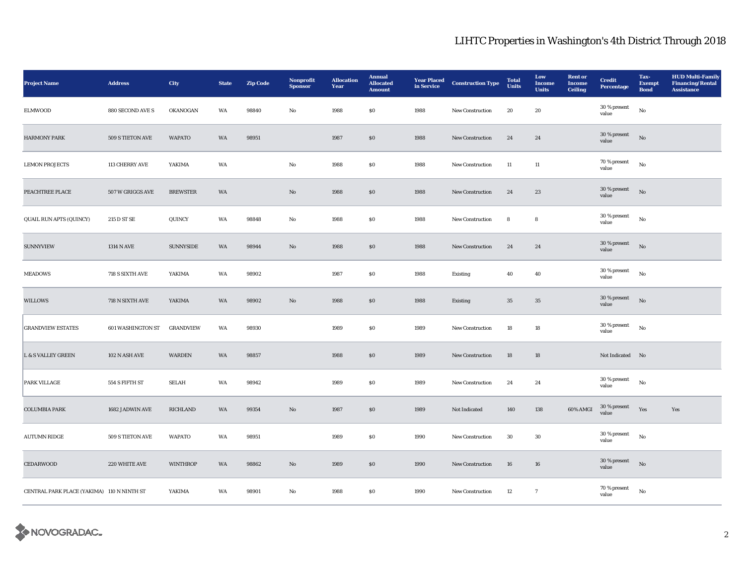# LIHTC Properties in Washington's 4th District Through 2018

| Project Name | Address | City | State | Zip Code | Nonprofit Sponsor | Allocation Year | Annual Allocated Amount | Year Placed in Service | Construction Type | Total Units | Low Income Units | Rent or Income Ceiling | Credit Percentage | Tax-Exempt Bond | HUD Multi-Family Financing/Rental Assistance |
|---|---|---|---|---|---|---|---|---|---|---|---|---|---|---|---|
| ELMWOOD | 880 SECOND AVE S | OKANOGAN | WA | 98840 | No | 1988 | $0 | 1988 | New Construction | 20 | 20 | | 30 % present value | No | |
| HARMONY PARK | 509 S TIETON AVE | WAPATO | WA | 98951 | | 1987 | $0 | 1988 | New Construction | 24 | 24 | | 30 % present value | No | |
| LEMON PROJECTS | 113 CHERRY AVE | YAKIMA | WA | | No | 1988 | $0 | 1988 | New Construction | 11 | 11 | | 70 % present value | No | |
| PEACHTREE PLACE | 507 W GRIGGS AVE | BREWSTER | WA | | No | 1988 | $0 | 1988 | New Construction | 24 | 23 | | 30 % present value | No | |
| QUAIL RUN APTS (QUINCY) | 215 D ST SE | QUINCY | WA | 98848 | No | 1988 | $0 | 1988 | New Construction | 8 | 8 | | 30 % present value | No | |
| SUNNYVIEW | 1314 N AVE | SUNNYSIDE | WA | 98944 | No | 1988 | $0 | 1988 | New Construction | 24 | 24 | | 30 % present value | No | |
| MEADOWS | 718 S SIXTH AVE | YAKIMA | WA | 98902 | | 1987 | $0 | 1988 | Existing | 40 | 40 | | 30 % present value | No | |
| WILLOWS | 718 N SIXTH AVE | YAKIMA | WA | 98902 | No | 1988 | $0 | 1988 | Existing | 35 | 35 | | 30 % present value | No | |
| GRANDVIEW ESTATES | 601 WASHINGTON ST | GRANDVIEW | WA | 98930 | | 1989 | $0 | 1989 | New Construction | 18 | 18 | | 30 % present value | No | |
| L & S VALLEY GREEN | 102 N ASH AVE | WARDEN | WA | 98857 | | 1988 | $0 | 1989 | New Construction | 18 | 18 | | Not Indicated | No | |
| PARK VILLAGE | 554 S FIFTH ST | SELAH | WA | 98942 | | 1989 | $0 | 1989 | New Construction | 24 | 24 | | 30 % present value | No | |
| COLUMBIA PARK | 1682 JADWIN AVE | RICHLAND | WA | 99354 | No | 1987 | $0 | 1989 | Not Indicated | 140 | 138 | 60% AMGI | 30 % present value | Yes | Yes |
| AUTUMN RIDGE | 509 S TIETON AVE | WAPATO | WA | 98951 | | 1989 | $0 | 1990 | New Construction | 30 | 30 | | 30 % present value | No | |
| CEDARWOOD | 220 WHITE AVE | WINTHROP | WA | 98862 | No | 1989 | $0 | 1990 | New Construction | 16 | 16 | | 30 % present value | No | |
| CENTRAL PARK PLACE (YAKIMA) | 110 N NINTH ST | YAKIMA | WA | 98901 | No | 1988 | $0 | 1990 | New Construction | 12 | 7 | | 70 % present value | No | |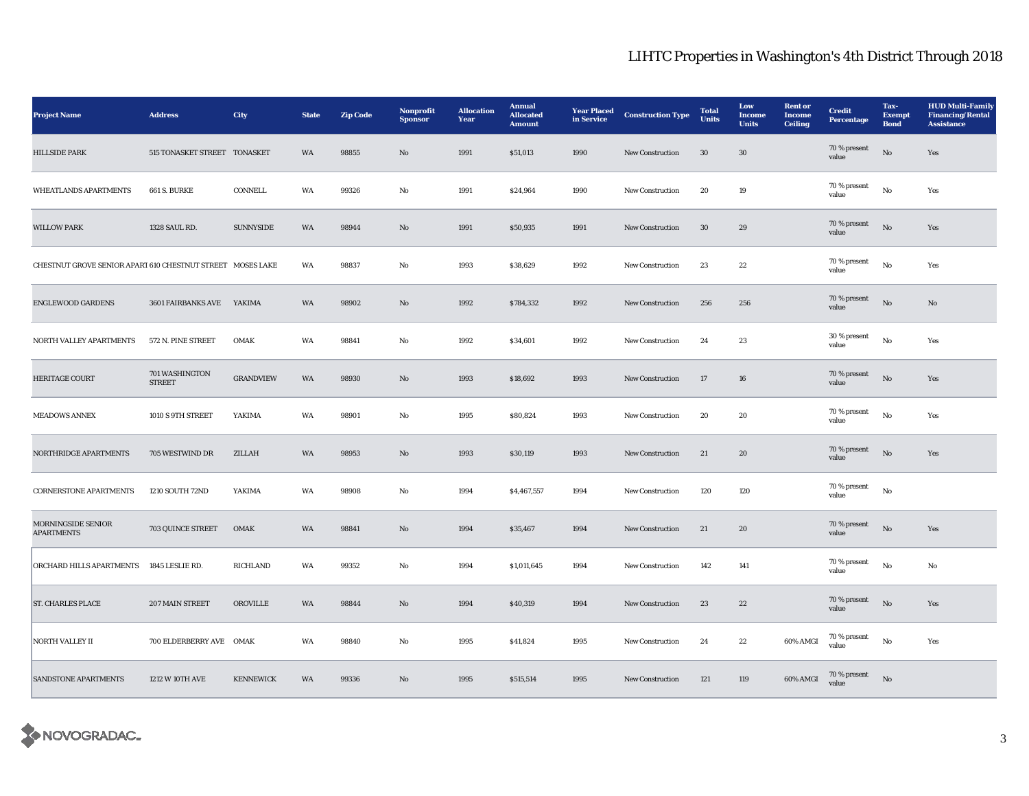# LIHTC Properties in Washington's 4th District Through 2018

| Project Name | Address | City | State | Zip Code | Nonprofit Sponsor | Allocation Year | Annual Allocated Amount | Year Placed in Service | Construction Type | Total Units | Low Income Units | Rent or Income Ceiling | Credit Percentage | Tax-Exempt Bond | HUD Multi-Family Financing/Rental Assistance |
|---|---|---|---|---|---|---|---|---|---|---|---|---|---|---|---|
| HILLSIDE PARK | 515 TONASKET STREET | TONASKET | WA | 98855 | No | 1991 | $51,013 | 1990 | New Construction | 30 | 30 | | 70 % present value | No | Yes |
| WHEATLANDS APARTMENTS | 661 S. BURKE | CONNELL | WA | 99326 | No | 1991 | $24,964 | 1990 | New Construction | 20 | 19 | | 70 % present value | No | Yes |
| WILLOW PARK | 1328 SAUL RD. | SUNNYSIDE | WA | 98944 | No | 1991 | $50,935 | 1991 | New Construction | 30 | 29 | | 70 % present value | No | Yes |
| CHESTNUT GROVE SENIOR APARTI | 610 CHESTNUT STREET | MOSES LAKE | WA | 98837 | No | 1993 | $38,629 | 1992 | New Construction | 23 | 22 | | 70 % present value | No | Yes |
| ENGLEWOOD GARDENS | 3601 FAIRBANKS AVE | YAKIMA | WA | 98902 | No | 1992 | $784,332 | 1992 | New Construction | 256 | 256 | | 70 % present value | No | No |
| NORTH VALLEY APARTMENTS | 572 N. PINE STREET | OMAK | WA | 98841 | No | 1992 | $34,601 | 1992 | New Construction | 24 | 23 | | 30 % present value | No | Yes |
| HERITAGE COURT | 701 WASHINGTON STREET | GRANDVIEW | WA | 98930 | No | 1993 | $18,692 | 1993 | New Construction | 17 | 16 | | 70 % present value | No | Yes |
| MEADOWS ANNEX | 1010 S 9TH STREET | YAKIMA | WA | 98901 | No | 1995 | $80,824 | 1993 | New Construction | 20 | 20 | | 70 % present value | No | Yes |
| NORTHRIDGE APARTMENTS | 705 WESTWIND DR | ZILLAH | WA | 98953 | No | 1993 | $30,119 | 1993 | New Construction | 21 | 20 | | 70 % present value | No | Yes |
| CORNERSTONE APARTMENTS | 1210 SOUTH 72ND | YAKIMA | WA | 98908 | No | 1994 | $4,467,557 | 1994 | New Construction | 120 | 120 | | 70 % present value | No | |
| MORNINGSIDE SENIOR APARTMENTS | 703 QUINCE STREET | OMAK | WA | 98841 | No | 1994 | $35,467 | 1994 | New Construction | 21 | 20 | | 70 % present value | No | Yes |
| ORCHARD HILLS APARTMENTS | 1845 LESLIE RD. | RICHLAND | WA | 99352 | No | 1994 | $1,011,645 | 1994 | New Construction | 142 | 141 | | 70 % present value | No | No |
| ST. CHARLES PLACE | 207 MAIN STREET | OROVILLE | WA | 98844 | No | 1994 | $40,319 | 1994 | New Construction | 23 | 22 | | 70 % present value | No | Yes |
| NORTH VALLEY II | 700 ELDERBERRY AVE | OMAK | WA | 98840 | No | 1995 | $41,824 | 1995 | New Construction | 24 | 22 | 60% AMGI | 70 % present value | No | Yes |
| SANDSTONE APARTMENTS | 1212 W 10TH AVE | KENNEWICK | WA | 99336 | No | 1995 | $515,514 | 1995 | New Construction | 121 | 119 | 60% AMGI | 70 % present value | No | |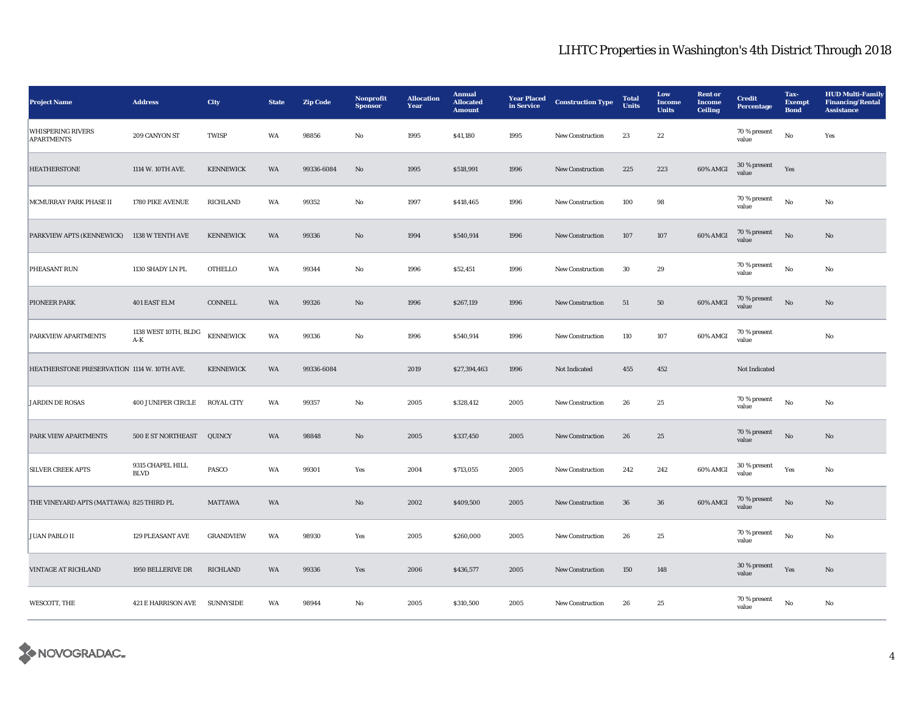## LIHTC Properties in Washington's 4th District Through 2018

| Project Name | Address | City | State | Zip Code | Nonprofit Sponsor | Allocation Year | Annual Allocated Amount | Year Placed in Service | Construction Type | Total Units | Low Income Units | Rent or Income Ceiling | Credit Percentage | Tax-Exempt Bond | HUD Multi-Family Financing/Rental Assistance |
|---|---|---|---|---|---|---|---|---|---|---|---|---|---|---|---|
| WHISPERING RIVERS APARTMENTS | 209 CANYON ST | TWISP | WA | 98856 | No | 1995 | $41,180 | 1995 | New Construction | 23 | 22 | | 70 % present value | No | Yes |
| HEATHERSTONE | 1114 W. 10TH AVE. | KENNEWICK | WA | 99336-6084 | No | 1995 | $518,991 | 1996 | New Construction | 225 | 223 | 60% AMGI | 30 % present value | Yes | |
| MCMURRAY PARK PHASE II | 1780 PIKE AVENUE | RICHLAND | WA | 99352 | No | 1997 | $418,465 | 1996 | New Construction | 100 | 98 | | 70 % present value | No | No |
| PARKVIEW APTS (KENNEWICK) | 1138 W TENTH AVE | KENNEWICK | WA | 99336 | No | 1994 | $540,914 | 1996 | New Construction | 107 | 107 | 60% AMGI | 70 % present value | No | No |
| PHEASANT RUN | 1130 SHADY LN PL | OTHELLO | WA | 99344 | No | 1996 | $52,451 | 1996 | New Construction | 30 | 29 | | 70 % present value | No | No |
| PIONEER PARK | 401 EAST ELM | CONNELL | WA | 99326 | No | 1996 | $267,119 | 1996 | New Construction | 51 | 50 | 60% AMGI | 70 % present value | No | No |
| PARKVIEW APARTMENTS | 1138 WEST 10TH, BLDG A-K | KENNEWICK | WA | 99336 | No | 1996 | $540,914 | 1996 | New Construction | 110 | 107 | 60% AMGI | 70 % present value | | No |
| HEATHERSTONE PRESERVATION | 1114 W. 10TH AVE. | KENNEWICK | WA | 99336-6084 | | 2019 | $27,394,463 | 1996 | Not Indicated | 455 | 452 | | Not Indicated | | |
| JARDIN DE ROSAS | 400 JUNIPER CIRCLE | ROYAL CITY | WA | 99357 | No | 2005 | $328,412 | 2005 | New Construction | 26 | 25 | | 70 % present value | No | No |
| PARK VIEW APARTMENTS | 500 E ST NORTHEAST | QUINCY | WA | 98848 | No | 2005 | $337,450 | 2005 | New Construction | 26 | 25 | | 70 % present value | No | No |
| SILVER CREEK APTS | 9315 CHAPEL HILL BLVD | PASCO | WA | 99301 | Yes | 2004 | $713,055 | 2005 | New Construction | 242 | 242 | 60% AMGI | 30 % present value | Yes | No |
| THE VINEYARD APTS (MATTAWA) | 825 THIRD PL | MATTAWA | WA | | No | 2002 | $409,500 | 2005 | New Construction | 36 | 36 | 60% AMGI | 70 % present value | No | No |
| JUAN PABLO II | 129 PLEASANT AVE | GRANDVIEW | WA | 98930 | Yes | 2005 | $260,000 | 2005 | New Construction | 26 | 25 | | 70 % present value | No | No |
| VINTAGE AT RICHLAND | 1950 BELLERIVE DR | RICHLAND | WA | 99336 | Yes | 2006 | $436,577 | 2005 | New Construction | 150 | 148 | | 30 % present value | Yes | No |
| WESCOTT, THE | 421 E HARRISON AVE | SUNNYSIDE | WA | 98944 | No | 2005 | $310,500 | 2005 | New Construction | 26 | 25 | | 70 % present value | No | No |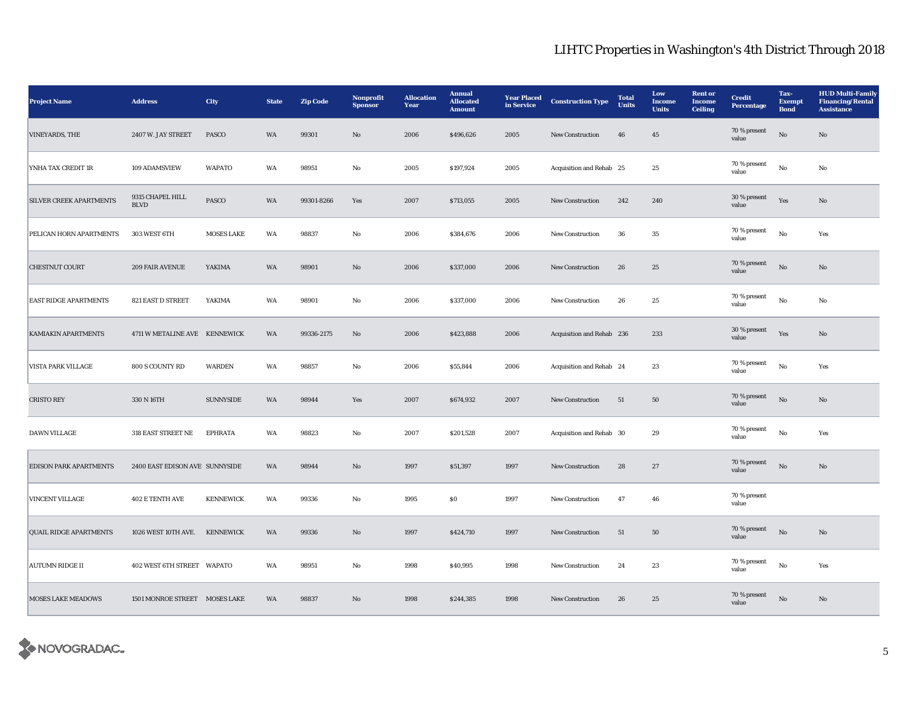# LIHTC Properties in Washington's 4th District Through 2018

| Project Name | Address | City | State | Zip Code | Nonprofit Sponsor | Allocation Year | Annual Allocated Amount | Year Placed in Service | Construction Type | Total Units | Low Income Units | Rent or Income Ceiling | Credit Percentage | Tax-Exempt Bond | HUD Multi-Family Financing/Rental Assistance |
|---|---|---|---|---|---|---|---|---|---|---|---|---|---|---|---|
| VINEYARDS, THE | 2407 W. JAY STREET | PASCO | WA | 99301 | No | 2006 | $496,626 | 2005 | New Construction | 46 | 45 | | 70 % present value | No | No |
| YNHA TAX CREDIT 1R | 109 ADAMSVIEW | WAPATO | WA | 98951 | No | 2005 | $197,924 | 2005 | Acquisition and Rehab | 25 | 25 | | 70 % present value | No | No |
| SILVER CREEK APARTMENTS | 9315 CHAPEL HILL BLVD | PASCO | WA | 99301-8266 | Yes | 2007 | $713,055 | 2005 | New Construction | 242 | 240 | | 30 % present value | Yes | No |
| PELICAN HORN APARTMENTS | 303 WEST 6TH | MOSES LAKE | WA | 98837 | No | 2006 | $384,676 | 2006 | New Construction | 36 | 35 | | 70 % present value | No | Yes |
| CHESTNUT COURT | 209 FAIR AVENUE | YAKIMA | WA | 98901 | No | 2006 | $337,000 | 2006 | New Construction | 26 | 25 | | 70 % present value | No | No |
| EAST RIDGE APARTMENTS | 821 EAST D STREET | YAKIMA | WA | 98901 | No | 2006 | $337,000 | 2006 | New Construction | 26 | 25 | | 70 % present value | No | No |
| KAMIAKIN APARTMENTS | 4711 W METALINE AVE | KENNEWICK | WA | 99336-2175 | No | 2006 | $423,888 | 2006 | Acquisition and Rehab | 236 | 233 | | 30 % present value | Yes | No |
| VISTA PARK VILLAGE | 800 S COUNTY RD | WARDEN | WA | 98857 | No | 2006 | $55,844 | 2006 | Acquisition and Rehab | 24 | 23 | | 70 % present value | No | Yes |
| CRISTO REY | 330 N 16TH | SUNNYSIDE | WA | 98944 | Yes | 2007 | $674,932 | 2007 | New Construction | 51 | 50 | | 70 % present value | No | No |
| DAWN VILLAGE | 318 EAST STREET NE | EPHRATA | WA | 98823 | No | 2007 | $201,528 | 2007 | Acquisition and Rehab | 30 | 29 | | 70 % present value | No | Yes |
| EDISON PARK APARTMENTS | 2400 EAST EDISON AVE | SUNNYSIDE | WA | 98944 | No | 1997 | $51,397 | 1997 | New Construction | 28 | 27 | | 70 % present value | No | No |
| VINCENT VILLAGE | 402 E TENTH AVE | KENNEWICK | WA | 99336 | No | 1995 | $0 | 1997 | New Construction | 47 | 46 | | 70 % present value | | |
| QUAIL RIDGE APARTMENTS | 1026 WEST 10TH AVE. | KENNEWICK | WA | 99336 | No | 1997 | $424,710 | 1997 | New Construction | 51 | 50 | | 70 % present value | No | No |
| AUTUMN RIDGE II | 402 WEST 6TH STREET | WAPATO | WA | 98951 | No | 1998 | $40,995 | 1998 | New Construction | 24 | 23 | | 70 % present value | No | Yes |
| MOSES LAKE MEADOWS | 1501 MONROE STREET | MOSES LAKE | WA | 98837 | No | 1998 | $244,385 | 1998 | New Construction | 26 | 25 | | 70 % present value | No | No |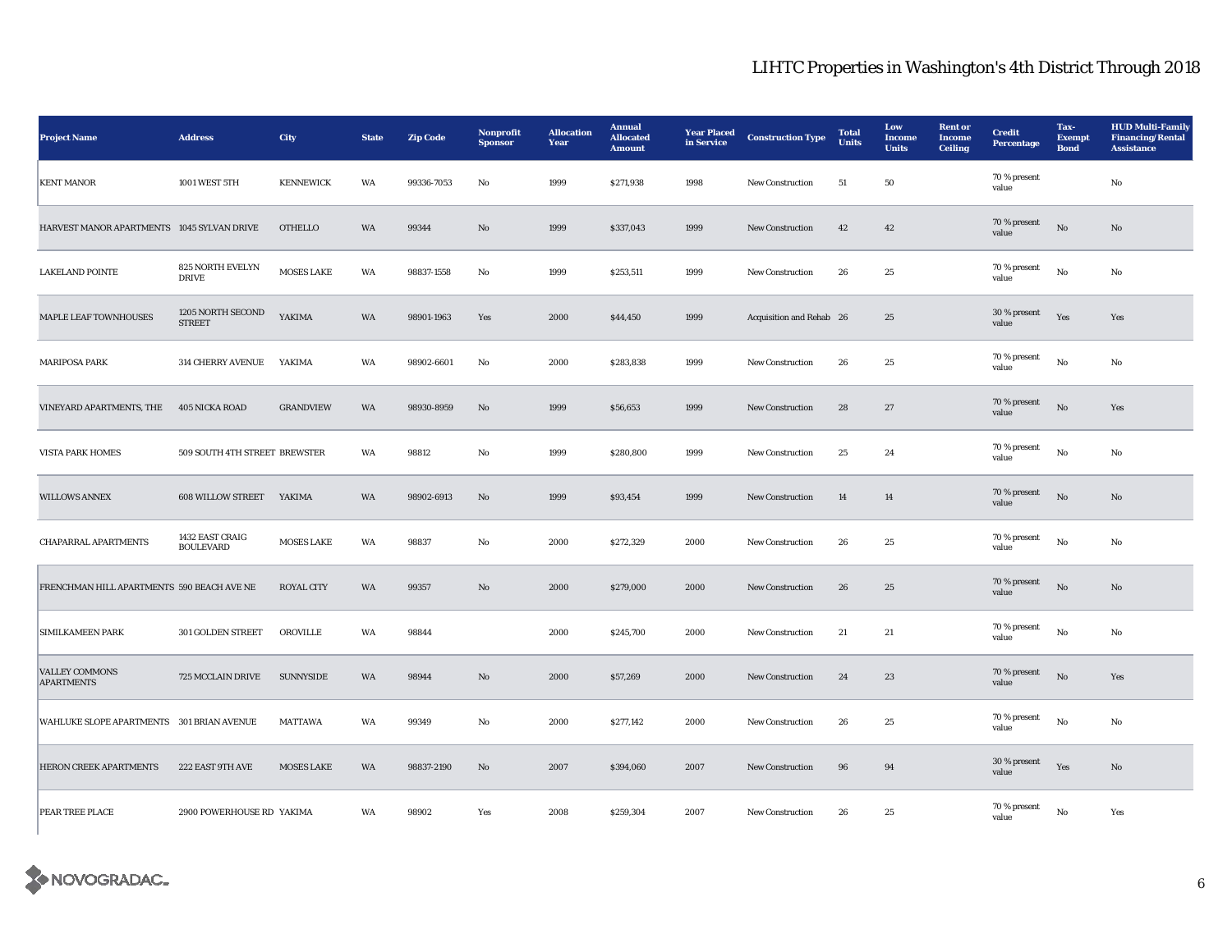# LIHTC Properties in Washington's 4th District Through 2018

| Project Name | Address | City | State | Zip Code | Nonprofit Sponsor | Allocation Year | Annual Allocated Amount | Year Placed in Service | Construction Type | Total Units | Low Income Units | Rent or Income Ceiling | Credit Percentage | Tax-Exempt Bond | HUD Multi-Family Financing/Rental Assistance |
|---|---|---|---|---|---|---|---|---|---|---|---|---|---|---|---|
| KENT MANOR | 1001 WEST 5TH | KENNEWICK | WA | 99336-7053 | No | 1999 | $271,938 | 1998 | New Construction | 51 | 50 | | 70 % present value | | No |
| HARVEST MANOR APARTMENTS | 1045 SYLVAN DRIVE | OTHELLO | WA | 99344 | No | 1999 | $337,043 | 1999 | New Construction | 42 | 42 | | 70 % present value | No | No |
| LAKELAND POINTE | 825 NORTH EVELYN DRIVE | MOSES LAKE | WA | 98837-1558 | No | 1999 | $253,511 | 1999 | New Construction | 26 | 25 | | 70 % present value | No | No |
| MAPLE LEAF TOWNHOUSES | 1205 NORTH SECOND STREET | YAKIMA | WA | 98901-1963 | Yes | 2000 | $44,450 | 1999 | Acquisition and Rehab | 26 | 25 | | 30 % present value | Yes | Yes |
| MARIPOSA PARK | 314 CHERRY AVENUE | YAKIMA | WA | 98902-6601 | No | 2000 | $283,838 | 1999 | New Construction | 26 | 25 | | 70 % present value | No | No |
| VINEYARD APARTMENTS, THE | 405 NICKA ROAD | GRANDVIEW | WA | 98930-8959 | No | 1999 | $56,653 | 1999 | New Construction | 28 | 27 | | 70 % present value | No | Yes |
| VISTA PARK HOMES | 509 SOUTH 4TH STREET | BREWSTER | WA | 98812 | No | 1999 | $280,800 | 1999 | New Construction | 25 | 24 | | 70 % present value | No | No |
| WILLOWS ANNEX | 608 WILLOW STREET | YAKIMA | WA | 98902-6913 | No | 1999 | $93,454 | 1999 | New Construction | 14 | 14 | | 70 % present value | No | No |
| CHAPARRAL APARTMENTS | 1432 EAST CRAIG BOULEVARD | MOSES LAKE | WA | 98837 | No | 2000 | $272,329 | 2000 | New Construction | 26 | 25 | | 70 % present value | No | No |
| FRENCHMAN HILL APARTMENTS | 590 BEACH AVE NE | ROYAL CITY | WA | 99357 | No | 2000 | $279,000 | 2000 | New Construction | 26 | 25 | | 70 % present value | No | No |
| SIMILKAMEEN PARK | 301 GOLDEN STREET | OROVILLE | WA | 98844 | | 2000 | $245,700 | 2000 | New Construction | 21 | 21 | | 70 % present value | No | No |
| VALLEY COMMONS APARTMENTS | 725 MCCLAIN DRIVE | SUNNYSIDE | WA | 98944 | No | 2000 | $57,269 | 2000 | New Construction | 24 | 23 | | 70 % present value | No | Yes |
| WAHLUKE SLOPE APARTMENTS | 301 BRIAN AVENUE | MATTAWA | WA | 99349 | No | 2000 | $277,142 | 2000 | New Construction | 26 | 25 | | 70 % present value | No | No |
| HERON CREEK APARTMENTS | 222 EAST 9TH AVE | MOSES LAKE | WA | 98837-2190 | No | 2007 | $394,060 | 2007 | New Construction | 96 | 94 | | 30 % present value | Yes | No |
| PEAR TREE PLACE | 2900 POWERHOUSE RD | YAKIMA | WA | 98902 | Yes | 2008 | $259,304 | 2007 | New Construction | 26 | 25 | | 70 % present value | No | Yes |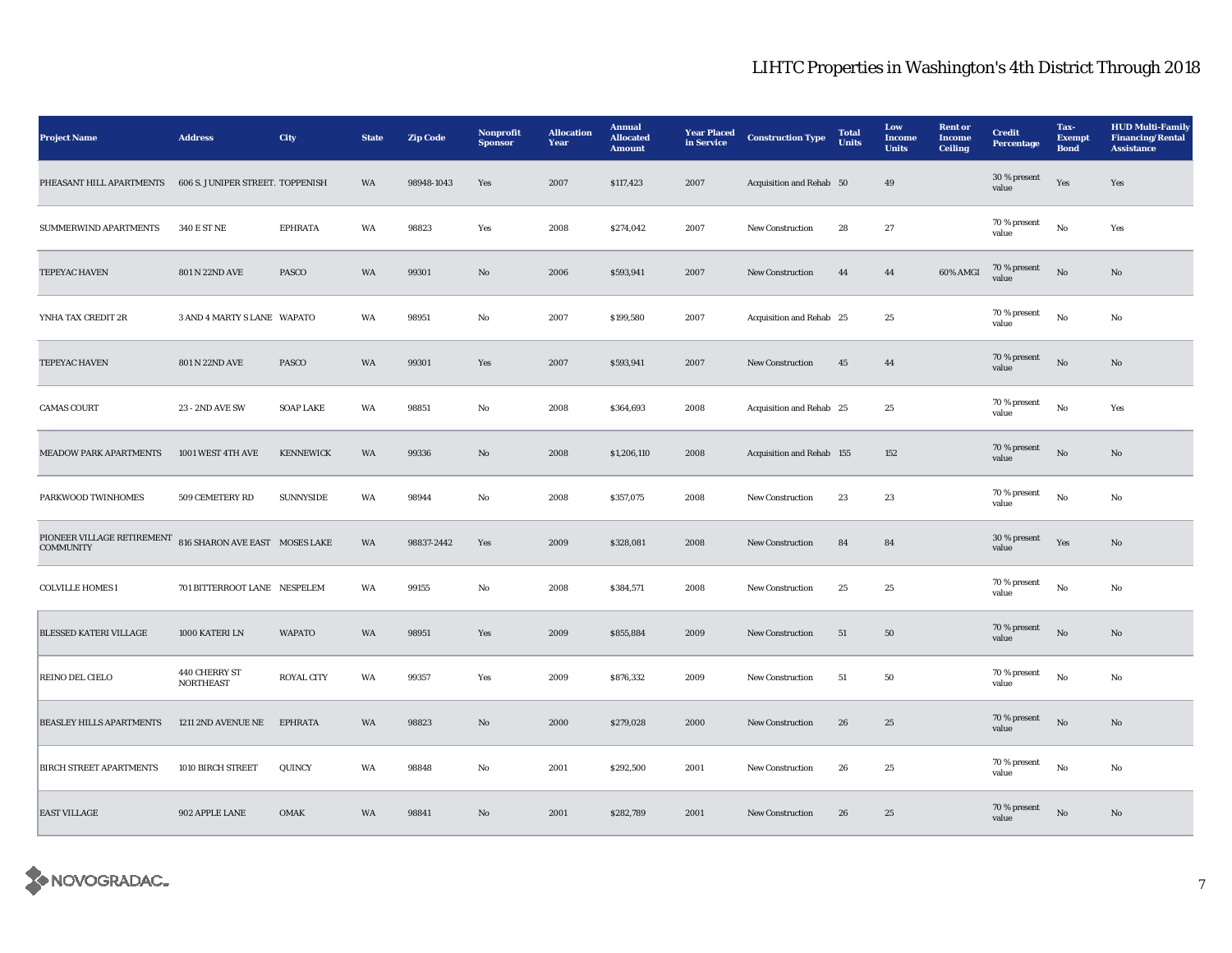# LIHTC Properties in Washington's 4th District Through 2018

| Project Name | Address | City | State | Zip Code | Nonprofit Sponsor | Allocation Year | Annual Allocated Amount | Year Placed in Service | Construction Type | Total Units | Low Income Units | Rent or Income Ceiling | Credit Percentage | Tax-Exempt Bond | HUD Multi-Family Financing/Rental Assistance |
|---|---|---|---|---|---|---|---|---|---|---|---|---|---|---|---|
| PHEASANT HILL APARTMENTS | 606 S. JUNIPER STREET. | TOPPENISH | WA | 98948-1043 | Yes | 2007 | $117,423 | 2007 | Acquisition and Rehab | 50 | 49 | | 30 % present value | Yes | Yes |
| SUMMERWIND APARTMENTS | 340 E ST NE | EPHRATA | WA | 98823 | Yes | 2008 | $274,042 | 2007 | New Construction | 28 | 27 | | 70 % present value | No | Yes |
| TEPEYAC HAVEN | 801 N 22ND AVE | PASCO | WA | 99301 | No | 2006 | $593,941 | 2007 | New Construction | 44 | 44 | 60% AMGI | 70 % present value | No | No |
| YNHA TAX CREDIT 2R | 3 AND 4 MARTY S LANE | WAPATO | WA | 98951 | No | 2007 | $199,580 | 2007 | Acquisition and Rehab | 25 | 25 | | 70 % present value | No | No |
| TEPEYAC HAVEN | 801 N 22ND AVE | PASCO | WA | 99301 | Yes | 2007 | $593,941 | 2007 | New Construction | 45 | 44 | | 70 % present value | No | No |
| CAMAS COURT | 23 - 2ND AVE SW | SOAP LAKE | WA | 98851 | No | 2008 | $364,693 | 2008 | Acquisition and Rehab | 25 | 25 | | 70 % present value | No | Yes |
| MEADOW PARK APARTMENTS | 1001 WEST 4TH AVE | KENNEWICK | WA | 99336 | No | 2008 | $1,206,110 | 2008 | Acquisition and Rehab | 155 | 152 | | 70 % present value | No | No |
| PARKWOOD TWINHOMES | 509 CEMETERY RD | SUNNYSIDE | WA | 98944 | No | 2008 | $357,075 | 2008 | New Construction | 23 | 23 | | 70 % present value | No | No |
| PIONEER VILLAGE RETIREMENT COMMUNITY | 816 SHARON AVE EAST | MOSES LAKE | WA | 98837-2442 | Yes | 2009 | $328,081 | 2008 | New Construction | 84 | 84 | | 30 % present value | Yes | No |
| COLVILLE HOMES I | 701 BITTERROOT LANE | NESPELEM | WA | 99155 | No | 2008 | $384,571 | 2008 | New Construction | 25 | 25 | | 70 % present value | No | No |
| BLESSED KATERI VILLAGE | 1000 KATERI LN | WAPATO | WA | 98951 | Yes | 2009 | $855,884 | 2009 | New Construction | 51 | 50 | | 70 % present value | No | No |
| REINO DEL CIELO | 440 CHERRY ST NORTHEAST | ROYAL CITY | WA | 99357 | Yes | 2009 | $876,332 | 2009 | New Construction | 51 | 50 | | 70 % present value | No | No |
| BEASLEY HILLS APARTMENTS | 1211 2ND AVENUE NE | EPHRATA | WA | 98823 | No | 2000 | $279,028 | 2000 | New Construction | 26 | 25 | | 70 % present value | No | No |
| BIRCH STREET APARTMENTS | 1010 BIRCH STREET | QUINCY | WA | 98848 | No | 2001 | $292,500 | 2001 | New Construction | 26 | 25 | | 70 % present value | No | No |
| EAST VILLAGE | 902 APPLE LANE | OMAK | WA | 98841 | No | 2001 | $282,789 | 2001 | New Construction | 26 | 25 | | 70 % present value | No | No |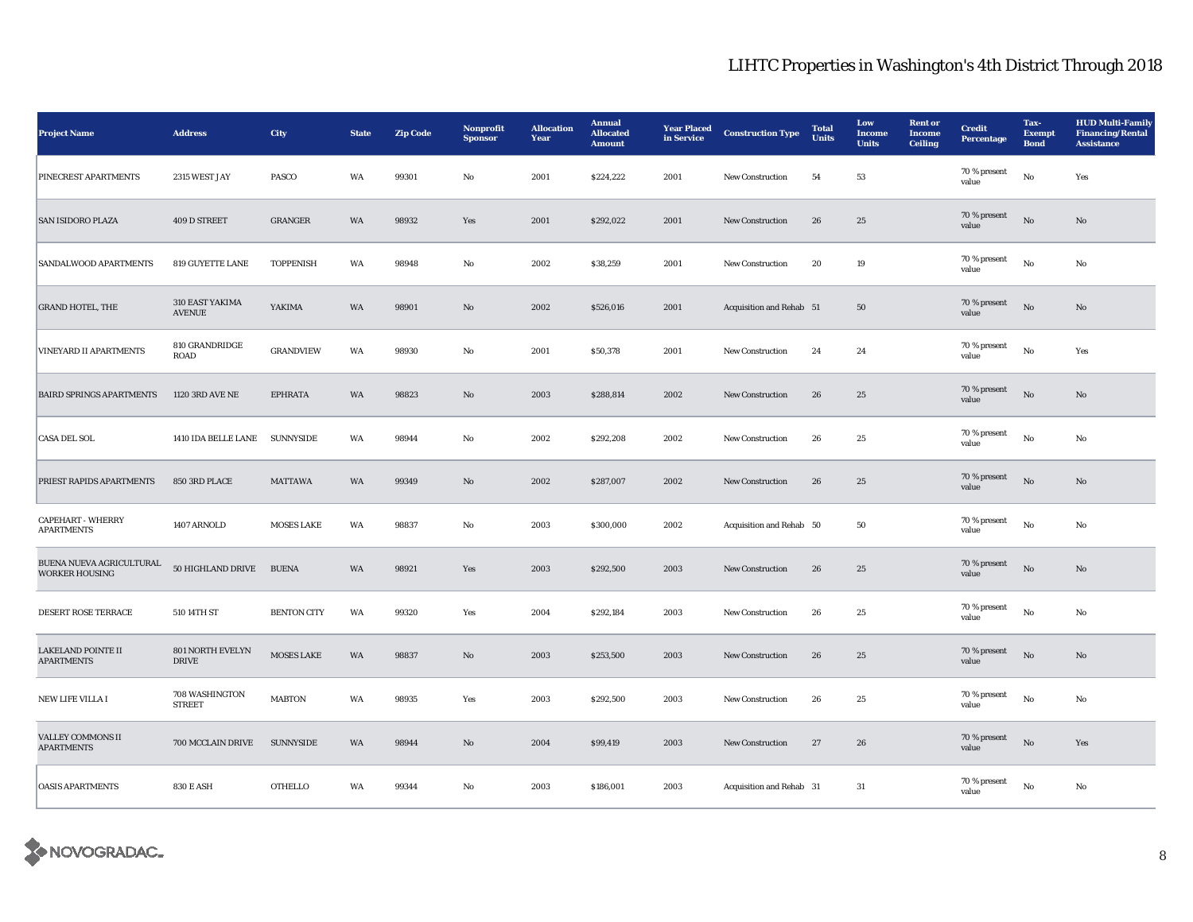# LIHTC Properties in Washington's 4th District Through 2018

| Project Name | Address | City | State | Zip Code | Nonprofit Sponsor | Allocation Year | Annual Allocated Amount | Year Placed in Service | Construction Type | Total Units | Low Income Units | Rent or Income Ceiling | Credit Percentage | Tax-Exempt Bond | HUD Multi-Family Financing/Rental Assistance |
|---|---|---|---|---|---|---|---|---|---|---|---|---|---|---|---|
| PINECREST APARTMENTS | 2315 WEST JAY | PASCO | WA | 99301 | No | 2001 | $224,222 | 2001 | New Construction | 54 | 53 | | 70 % present value | No | Yes |
| SAN ISIDORO PLAZA | 409 D STREET | GRANGER | WA | 98932 | Yes | 2001 | $292,022 | 2001 | New Construction | 26 | 25 | | 70 % present value | No | No |
| SANDALWOOD APARTMENTS | 819 GUYETTE LANE | TOPPENISH | WA | 98948 | No | 2002 | $38,259 | 2001 | New Construction | 20 | 19 | | 70 % present value | No | No |
| GRAND HOTEL, THE | 310 EAST YAKIMA AVENUE | YAKIMA | WA | 98901 | No | 2002 | $526,016 | 2001 | Acquisition and Rehab | 51 | 50 | | 70 % present value | No | No |
| VINEYARD II APARTMENTS | 810 GRANDRIDGE ROAD | GRANDVIEW | WA | 98930 | No | 2001 | $50,378 | 2001 | New Construction | 24 | 24 | | 70 % present value | No | Yes |
| BAIRD SPRINGS APARTMENTS | 1120 3RD AVE NE | EPHRATA | WA | 98823 | No | 2003 | $288,814 | 2002 | New Construction | 26 | 25 | | 70 % present value | No | No |
| CASA DEL SOL | 1410 IDA BELLE LANE | SUNNYSIDE | WA | 98944 | No | 2002 | $292,208 | 2002 | New Construction | 26 | 25 | | 70 % present value | No | No |
| PRIEST RAPIDS APARTMENTS | 850 3RD PLACE | MATTAWA | WA | 99349 | No | 2002 | $287,007 | 2002 | New Construction | 26 | 25 | | 70 % present value | No | No |
| CAPEHART - WHERRY APARTMENTS | 1407 ARNOLD | MOSES LAKE | WA | 98837 | No | 2003 | $300,000 | 2002 | Acquisition and Rehab | 50 | 50 | | 70 % present value | No | No |
| BUENA NUEVA AGRICULTURAL WORKER HOUSING | 50 HIGHLAND DRIVE | BUENA | WA | 98921 | Yes | 2003 | $292,500 | 2003 | New Construction | 26 | 25 | | 70 % present value | No | No |
| DESERT ROSE TERRACE | 510 14TH ST | BENTON CITY | WA | 99320 | Yes | 2004 | $292,184 | 2003 | New Construction | 26 | 25 | | 70 % present value | No | No |
| LAKELAND POINTE II APARTMENTS | 801 NORTH EVELYN DRIVE | MOSES LAKE | WA | 98837 | No | 2003 | $253,500 | 2003 | New Construction | 26 | 25 | | 70 % present value | No | No |
| NEW LIFE VILLA I | 708 WASHINGTON STREET | MABTON | WA | 98935 | Yes | 2003 | $292,500 | 2003 | New Construction | 26 | 25 | | 70 % present value | No | No |
| VALLEY COMMONS II APARTMENTS | 700 MCCLAIN DRIVE | SUNNYSIDE | WA | 98944 | No | 2004 | $99,419 | 2003 | New Construction | 27 | 26 | | 70 % present value | No | Yes |
| OASIS APARTMENTS | 830 E ASH | OTHELLO | WA | 99344 | No | 2003 | $186,001 | 2003 | Acquisition and Rehab | 31 | 31 | | 70 % present value | No | No |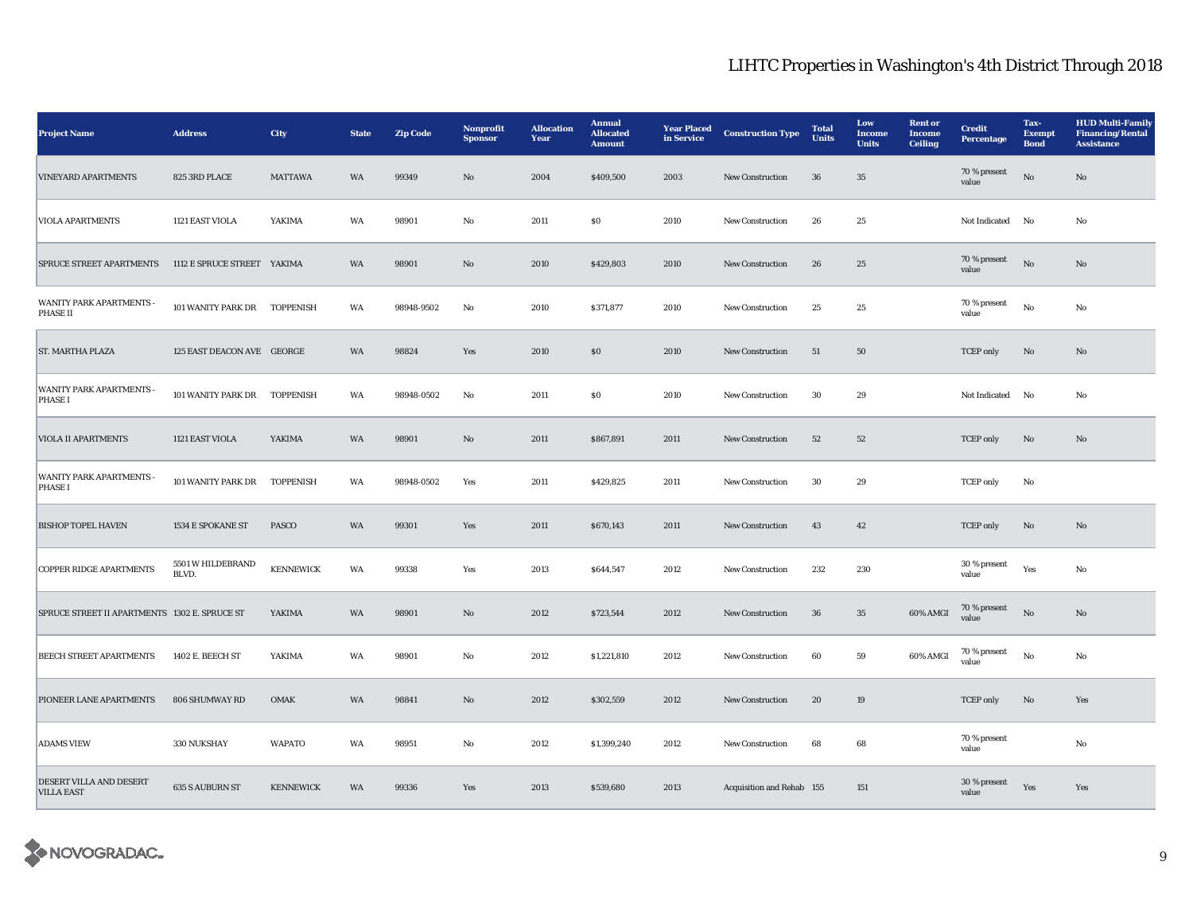# LIHTC Properties in Washington's 4th District Through 2018

| Project Name | Address | City | State | Zip Code | Nonprofit Sponsor | Allocation Year | Annual Allocated Amount | Year Placed in Service | Construction Type | Total Units | Low Income Units | Rent or Income Ceiling | Credit Percentage | Tax-Exempt Bond | HUD Multi-Family Financing/Rental Assistance |
|---|---|---|---|---|---|---|---|---|---|---|---|---|---|---|---|
| VINEYARD APARTMENTS | 825 3RD PLACE | MATTAWA | WA | 99349 | No | 2004 | $409,500 | 2003 | New Construction | 36 | 35 | | 70 % present value | No | No |
| VIOLA APARTMENTS | 1121 EAST VIOLA | YAKIMA | WA | 98901 | No | 2011 | $0 | 2010 | New Construction | 26 | 25 | | Not Indicated | No | No |
| SPRUCE STREET APARTMENTS | 1112 E SPRUCE STREET | YAKIMA | WA | 98901 | No | 2010 | $429,803 | 2010 | New Construction | 26 | 25 | | 70 % present value | No | No |
| WANITY PARK APARTMENTS - PHASE II | 101 WANITY PARK DR | TOPPENISH | WA | 98948-9502 | No | 2010 | $371,877 | 2010 | New Construction | 25 | 25 | | 70 % present value | No | No |
| ST. MARTHA PLAZA | 125 EAST DEACON AVE | GEORGE | WA | 98824 | Yes | 2010 | $0 | 2010 | New Construction | 51 | 50 | | TCEP only | No | No |
| WANITY PARK APARTMENTS - PHASE I | 101 WANITY PARK DR | TOPPENISH | WA | 98948-0502 | No | 2011 | $0 | 2010 | New Construction | 30 | 29 | | Not Indicated | No | No |
| VIOLA II APARTMENTS | 1121 EAST VIOLA | YAKIMA | WA | 98901 | No | 2011 | $867,891 | 2011 | New Construction | 52 | 52 | | TCEP only | No | No |
| WANITY PARK APARTMENTS - PHASE I | 101 WANITY PARK DR | TOPPENISH | WA | 98948-0502 | Yes | 2011 | $429,825 | 2011 | New Construction | 30 | 29 | | TCEP only | No | |
| BISHOP TOPEL HAVEN | 1534 E SPOKANE ST | PASCO | WA | 99301 | Yes | 2011 | $670,143 | 2011 | New Construction | 43 | 42 | | TCEP only | No | No |
| COPPER RIDGE APARTMENTS | 5501 W HILDEBRAND BLVD. | KENNEWICK | WA | 99338 | Yes | 2013 | $644,547 | 2012 | New Construction | 232 | 230 | | 30 % present value | Yes | No |
| SPRUCE STREET II APARTMENTS | 1302 E. SPRUCE ST | YAKIMA | WA | 98901 | No | 2012 | $723,544 | 2012 | New Construction | 36 | 35 | 60% AMGI | 70 % present value | No | No |
| BEECH STREET APARTMENTS | 1402 E. BEECH ST | YAKIMA | WA | 98901 | No | 2012 | $1,221,810 | 2012 | New Construction | 60 | 59 | 60% AMGI | 70 % present value | No | No |
| PIONEER LANE APARTMENTS | 806 SHUMWAY RD | OMAK | WA | 98841 | No | 2012 | $302,559 | 2012 | New Construction | 20 | 19 | | TCEP only | No | Yes |
| ADAMS VIEW | 330 NUKSHAY | WAPATO | WA | 98951 | No | 2012 | $1,399,240 | 2012 | New Construction | 68 | 68 | | 70 % present value | | No |
| DESERT VILLA AND DESERT VILLA EAST | 635 S AUBURN ST | KENNEWICK | WA | 99336 | Yes | 2013 | $539,680 | 2013 | Acquisition and Rehab | 155 | 151 | | 30 % present value | Yes | Yes |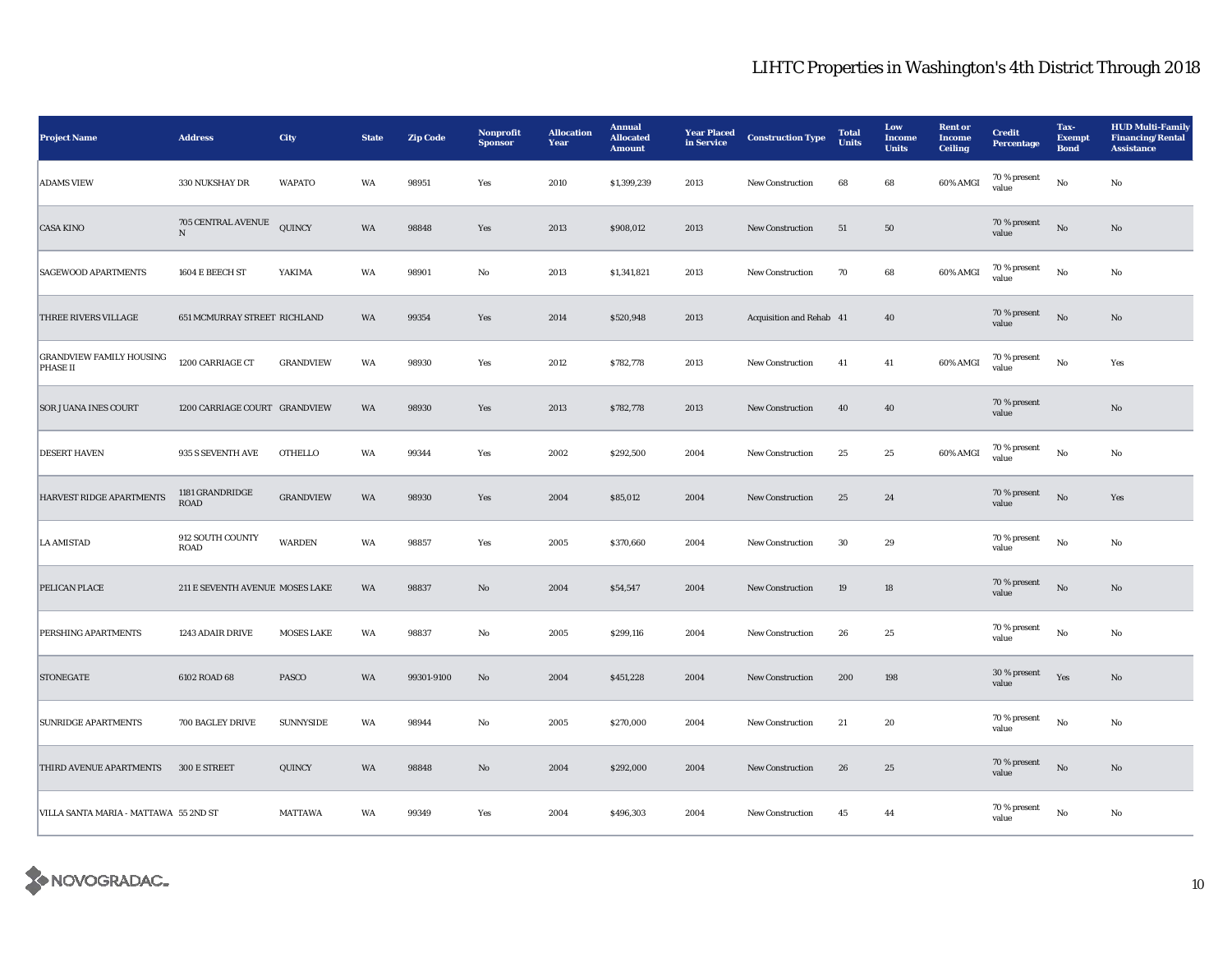# LIHTC Properties in Washington's 4th District Through 2018

| Project Name | Address | City | State | Zip Code | Nonprofit Sponsor | Allocation Year | Annual Allocated Amount | Year Placed in Service | Construction Type | Total Units | Low Income Units | Rent or Income Ceiling | Credit Percentage | Tax-Exempt Bond | HUD Multi-Family Financing/Rental Assistance |
|---|---|---|---|---|---|---|---|---|---|---|---|---|---|---|---|
| ADAMS VIEW | 330 NUKSHAY DR | WAPATO | WA | 98951 | Yes | 2010 | $1,399,239 | 2013 | New Construction | 68 | 68 | 60% AMGI | 70 % present value | No | No |
| CASA KINO | 705 CENTRAL AVENUE N | QUINCY | WA | 98848 | Yes | 2013 | $908,012 | 2013 | New Construction | 51 | 50 | | 70 % present value | No | No |
| SAGEWOOD APARTMENTS | 1604 E BEECH ST | YAKIMA | WA | 98901 | No | 2013 | $1,341,821 | 2013 | New Construction | 70 | 68 | 60% AMGI | 70 % present value | No | No |
| THREE RIVERS VILLAGE | 651 MCMURRAY STREET | RICHLAND | WA | 99354 | Yes | 2014 | $520,948 | 2013 | Acquisition and Rehab | 41 | 40 | | 70 % present value | No | No |
| GRANDVIEW FAMILY HOUSING PHASE II | 1200 CARRIAGE CT | GRANDVIEW | WA | 98930 | Yes | 2012 | $782,778 | 2013 | New Construction | 41 | 41 | 60% AMGI | 70 % present value | No | Yes |
| SOR JUANA INES COURT | 1200 CARRIAGE COURT | GRANDVIEW | WA | 98930 | Yes | 2013 | $782,778 | 2013 | New Construction | 40 | 40 | | 70 % present value | | No |
| DESERT HAVEN | 935 S SEVENTH AVE | OTHELLO | WA | 99344 | Yes | 2002 | $292,500 | 2004 | New Construction | 25 | 25 | 60% AMGI | 70 % present value | No | No |
| HARVEST RIDGE APARTMENTS | 1181 GRANDRIDGE ROAD | GRANDVIEW | WA | 98930 | Yes | 2004 | $85,012 | 2004 | New Construction | 25 | 24 | | 70 % present value | No | Yes |
| LA AMISTAD | 912 SOUTH COUNTY ROAD | WARDEN | WA | 98857 | Yes | 2005 | $370,660 | 2004 | New Construction | 30 | 29 | | 70 % present value | No | No |
| PELICAN PLACE | 211 E SEVENTH AVENUE | MOSES LAKE | WA | 98837 | No | 2004 | $54,547 | 2004 | New Construction | 19 | 18 | | 70 % present value | No | No |
| PERSHING APARTMENTS | 1243 ADAIR DRIVE | MOSES LAKE | WA | 98837 | No | 2005 | $299,116 | 2004 | New Construction | 26 | 25 | | 70 % present value | No | No |
| STONEGATE | 6102 ROAD 68 | PASCO | WA | 99301-9100 | No | 2004 | $451,228 | 2004 | New Construction | 200 | 198 | | 30 % present value | Yes | No |
| SUNRIDGE APARTMENTS | 700 BAGLEY DRIVE | SUNNYSIDE | WA | 98944 | No | 2005 | $270,000 | 2004 | New Construction | 21 | 20 | | 70 % present value | No | No |
| THIRD AVENUE APARTMENTS | 300 E STREET | QUINCY | WA | 98848 | No | 2004 | $292,000 | 2004 | New Construction | 26 | 25 | | 70 % present value | No | No |
| VILLA SANTA MARIA - MATTAWA | 55 2ND ST | MATTAWA | WA | 99349 | Yes | 2004 | $496,303 | 2004 | New Construction | 45 | 44 | | 70 % present value | No | No |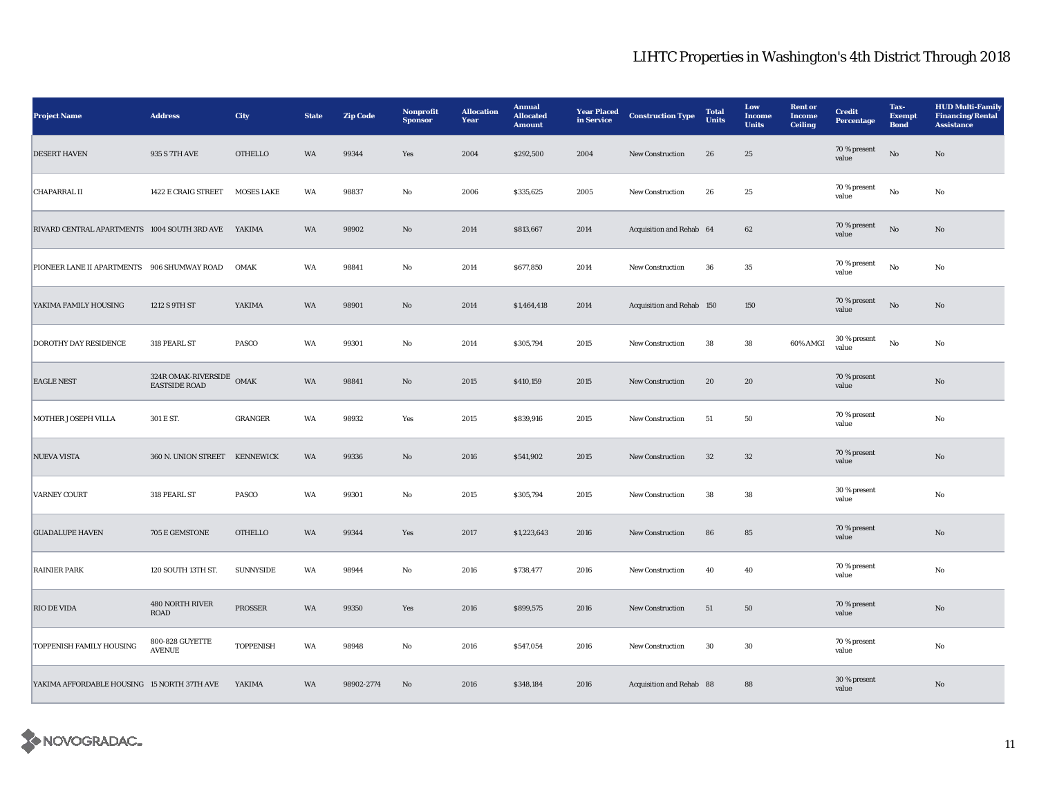# LIHTC Properties in Washington's 4th District Through 2018

| Project Name | Address | City | State | Zip Code | Nonprofit Sponsor | Allocation Year | Annual Allocated Amount | Year Placed in Service | Construction Type | Total Units | Low Income Units | Rent or Income Ceiling | Credit Percentage | Tax-Exempt Bond | HUD Multi-Family Financing/Rental Assistance |
|---|---|---|---|---|---|---|---|---|---|---|---|---|---|---|---|
| DESERT HAVEN | 935 S 7TH AVE | OTHELLO | WA | 99344 | Yes | 2004 | $292,500 | 2004 | New Construction | 26 | 25 | | 70 % present value | No | No |
| CHAPARRAL II | 1422 E CRAIG STREET | MOSES LAKE | WA | 98837 | No | 2006 | $335,625 | 2005 | New Construction | 26 | 25 | | 70 % present value | No | No |
| RIVARD CENTRAL APARTMENTS | 1004 SOUTH 3RD AVE | YAKIMA | WA | 98902 | No | 2014 | $813,667 | 2014 | Acquisition and Rehab | 64 | 62 | | 70 % present value | No | No |
| PIONEER LANE II APARTMENTS | 906 SHUMWAY ROAD | OMAK | WA | 98841 | No | 2014 | $677,850 | 2014 | New Construction | 36 | 35 | | 70 % present value | No | No |
| YAKIMA FAMILY HOUSING | 1212 S 9TH ST | YAKIMA | WA | 98901 | No | 2014 | $1,464,418 | 2014 | Acquisition and Rehab | 150 | 150 | | 70 % present value | No | No |
| DOROTHY DAY RESIDENCE | 318 PEARL ST | PASCO | WA | 99301 | No | 2014 | $305,794 | 2015 | New Construction | 38 | 38 | 60% AMGI | 30 % present value | No | No |
| EAGLE NEST | 324R OMAK-RIVERSIDE EASTSIDE ROAD | OMAK | WA | 98841 | No | 2015 | $410,159 | 2015 | New Construction | 20 | 20 | | 70 % present value | | No |
| MOTHER JOSEPH VILLA | 301 E ST. | GRANGER | WA | 98932 | Yes | 2015 | $839,916 | 2015 | New Construction | 51 | 50 | | 70 % present value | | No |
| NUEVA VISTA | 360 N. UNION STREET | KENNEWICK | WA | 99336 | No | 2016 | $541,902 | 2015 | New Construction | 32 | 32 | | 70 % present value | | No |
| VARNEY COURT | 318 PEARL ST | PASCO | WA | 99301 | No | 2015 | $305,794 | 2015 | New Construction | 38 | 38 | | 30 % present value | | No |
| GUADALUPE HAVEN | 705 E GEMSTONE | OTHELLO | WA | 99344 | Yes | 2017 | $1,223,643 | 2016 | New Construction | 86 | 85 | | 70 % present value | | No |
| RAINIER PARK | 120 SOUTH 13TH ST. | SUNNYSIDE | WA | 98944 | No | 2016 | $738,477 | 2016 | New Construction | 40 | 40 | | 70 % present value | | No |
| RIO DE VIDA | 480 NORTH RIVER ROAD | PROSSER | WA | 99350 | Yes | 2016 | $899,575 | 2016 | New Construction | 51 | 50 | | 70 % present value | | No |
| TOPPENISH FAMILY HOUSING | 800-828 GUYETTE AVENUE | TOPPENISH | WA | 98948 | No | 2016 | $547,054 | 2016 | New Construction | 30 | 30 | | 70 % present value | | No |
| YAKIMA AFFORDABLE HOUSING | 15 NORTH 37TH AVE | YAKIMA | WA | 98902-2774 | No | 2016 | $348,184 | 2016 | Acquisition and Rehab | 88 | 88 | | 30 % present value | | No |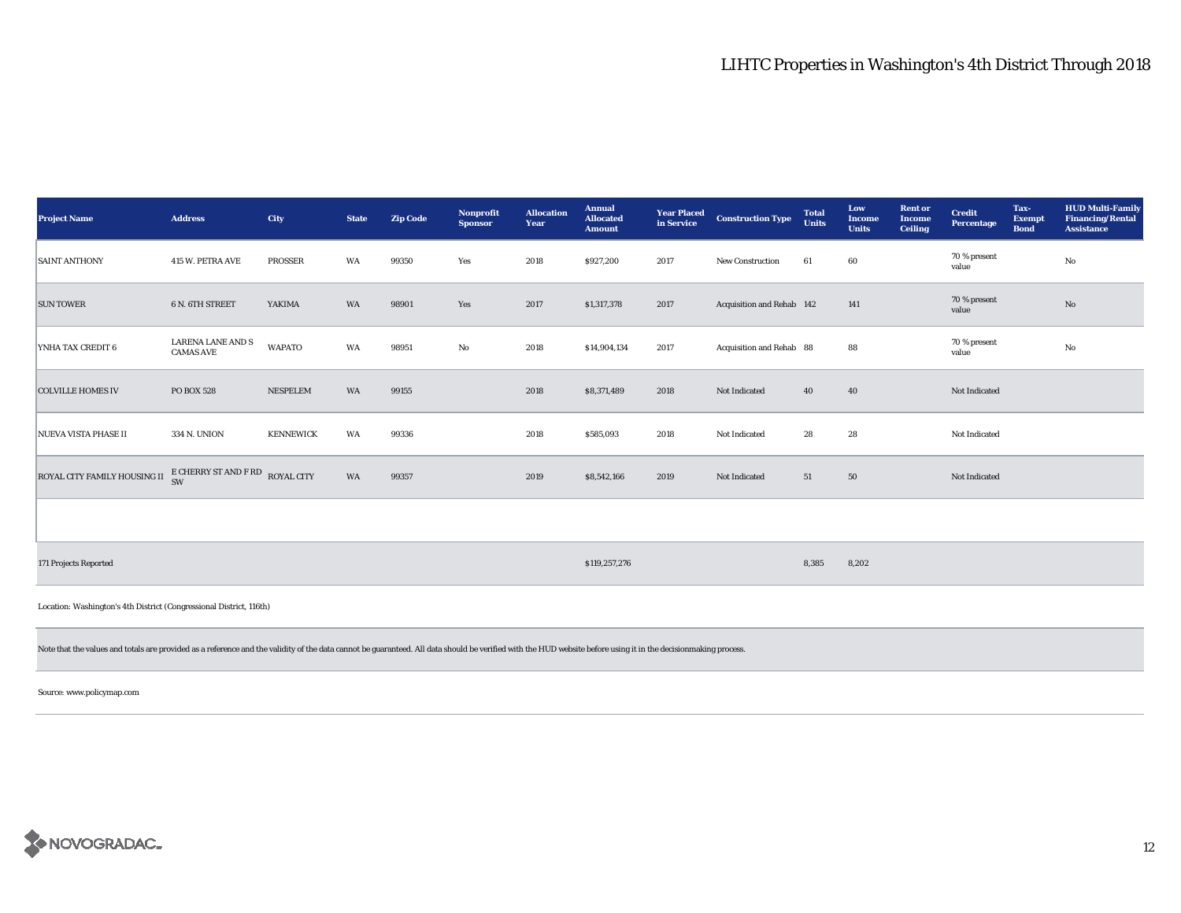# LIHTC Properties in Washington's 4th District Through 2018

| Project Name | Address | City | State | Zip Code | Nonprofit Sponsor | Allocation Year | Annual Allocated Amount | Year Placed in Service | Construction Type | Total Units | Low Income Units | Rent or Income Ceiling | Credit Percentage | Tax-Exempt Bond | HUD Multi-Family Financing/Rental Assistance |
|---|---|---|---|---|---|---|---|---|---|---|---|---|---|---|---|
| SAINT ANTHONY | 415 W. PETRA AVE | PROSSER | WA | 99350 | Yes | 2018 | $927,200 | 2017 | New Construction | 61 | 60 | | 70 % present value | | No |
| SUN TOWER | 6 N. 6TH STREET | YAKIMA | WA | 98901 | Yes | 2017 | $1,317,378 | 2017 | Acquisition and Rehab | 142 | 141 | | 70 % present value | | No |
| YNHA TAX CREDIT 6 | LARENA LANE AND S CAMAS AVE | WAPATO | WA | 98951 | No | 2018 | $14,904,134 | 2017 | Acquisition and Rehab | 88 | 88 | | 70 % present value | | No |
| COLVILLE HOMES IV | PO BOX 528 | NESPELEM | WA | 99155 | | 2018 | $8,371,489 | 2018 | Not Indicated | 40 | 40 | | Not Indicated | | |
| NUEVA VISTA PHASE II | 334 N. UNION | KENNEWICK | WA | 99336 | | 2018 | $585,093 | 2018 | Not Indicated | 28 | 28 | | Not Indicated | | |
| ROYAL CITY FAMILY HOUSING II | E CHERRY ST AND F RD SW | ROYAL CITY | WA | 99357 | | 2019 | $8,542,166 | 2019 | Not Indicated | 51 | 50 | | Not Indicated | | |
| | | | | | | | | | | | | | | | |
| 171 Projects Reported | | | | | | | $119,257,276 | | | 8,385 | 8,202 | | | | |

Location: Washington's 4th District (Congressional District, 116th)

Note that the values and totals are provided as a reference and the validity of the data cannot be guaranteed. All data should be verified with the HUD website before using it in the decisionmaking process.

Source: www.policymap.com